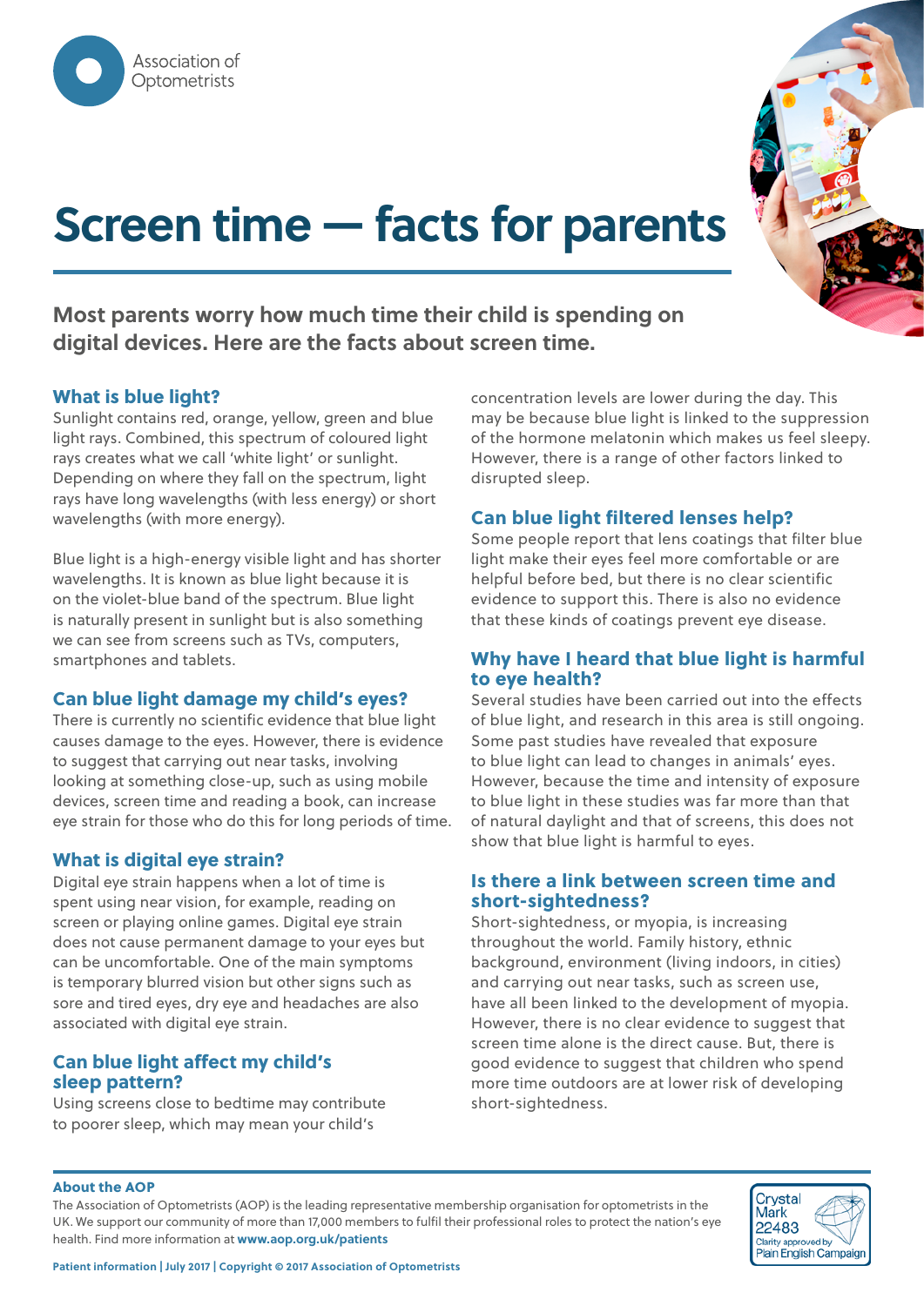Association of Optometrists

# Screen time — facts for parents

**Most parents worry how much time their child is spending on digital devices. Here are the facts about screen time.**

## What is blue light?

Sunlight contains red, orange, yellow, green and blue light rays. Combined, this spectrum of coloured light rays creates what we call 'white light' or sunlight. Depending on where they fall on the spectrum, light rays have long wavelengths (with less energy) or short wavelengths (with more energy).

Blue light is a high-energy visible light and has shorter wavelengths. It is known as blue light because it is on the violet-blue band of the spectrum. Blue light is naturally present in sunlight but is also something we can see from screens such as TVs, computers, smartphones and tablets.

## Can blue light damage my child's eyes?

There is currently no scientific evidence that blue light causes damage to the eyes. However, there is evidence to suggest that carrying out near tasks, involving looking at something close-up, such as using mobile devices, screen time and reading a book, can increase eye strain for those who do this for long periods of time.

## What is digital eye strain?

Digital eye strain happens when a lot of time is spent using near vision, for example, reading on screen or playing online games. Digital eye strain does not cause permanent damage to your eyes but can be uncomfortable. One of the main symptoms is temporary blurred vision but other signs such as sore and tired eyes, dry eye and headaches are also associated with digital eye strain.

## Can blue light affect my child's sleep pattern?

Using screens close to bedtime may contribute to poorer sleep, which may mean your child's concentration levels are lower during the day. This may be because blue light is linked to the suppression of the hormone melatonin which makes us feel sleepy. However, there is a range of other factors linked to disrupted sleep.

## Can blue light filtered lenses help?

Some people report that lens coatings that filter blue light make their eyes feel more comfortable or are helpful before bed, but there is no clear scientific evidence to support this. There is also no evidence that these kinds of coatings prevent eye disease.

## Why have I heard that blue light is harmful to eye health?

Several studies have been carried out into the effects of blue light, and research in this area is still ongoing. Some past studies have revealed that exposure to blue light can lead to changes in animals' eyes. However, because the time and intensity of exposure to blue light in these studies was far more than that of natural daylight and that of screens, this does not show that blue light is harmful to eyes.

## Is there a link between screen time and short-sightedness?

Short-sightedness, or myopia, is increasing throughout the world. Family history, ethnic background, environment (living indoors, in cities) and carrying out near tasks, such as screen use, have all been linked to the development of myopia. However, there is no clear evidence to suggest that screen time alone is the direct cause. But, there is good evidence to suggest that children who spend more time outdoors are at lower risk of developing short-sightedness.

---

**About the AOP**

The Association of Optometrists (AOP) is the leading representative membership organisation for optometrists in the UK. We support our community of more than 17,000 members to fulfil their professional roles to protect the nation's eye health. Find more information at **www.aop.org.uk/patients**

Crystal Mark 22483 — Clarity approved by Plain English Campaign

**Patient information | July 2017 | Copyright © 2017 Association of Optometrists**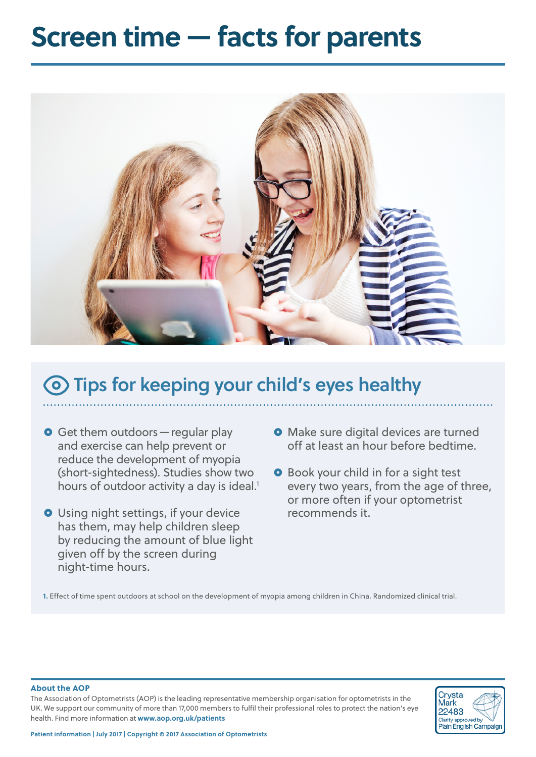# Screen time — facts for parents

## Tips for keeping your child's eyes healthy

- Get them outdoors — regular play and exercise can help prevent or reduce the development of myopia (short-sightedness). Studies show two hours of outdoor activity a day is ideal.[1]
- Using night settings, if your device has them, may help children sleep by reducing the amount of blue light given off by the screen during night-time hours.
- Make sure digital devices are turned off at least an hour before bedtime.
- Book your child in for a sight test every two years, from the age of three, or more often if your optometrist recommends it.

1. Effect of time spent outdoors at school on the development of myopia among children in China. Randomized clinical trial.

**About the AOP**

The Association of Optometrists (AOP) is the leading representative membership organisation for optometrists in the UK. We support our community of more than 17,000 members to fulfil their professional roles to protect the nation's eye health. Find more information at **www.aop.org.uk/patients**

Crystal Mark 22483 Clarity approved by Plain English Campaign

**Patient information | July 2017 | Copyright © 2017 Association of Optometrists**